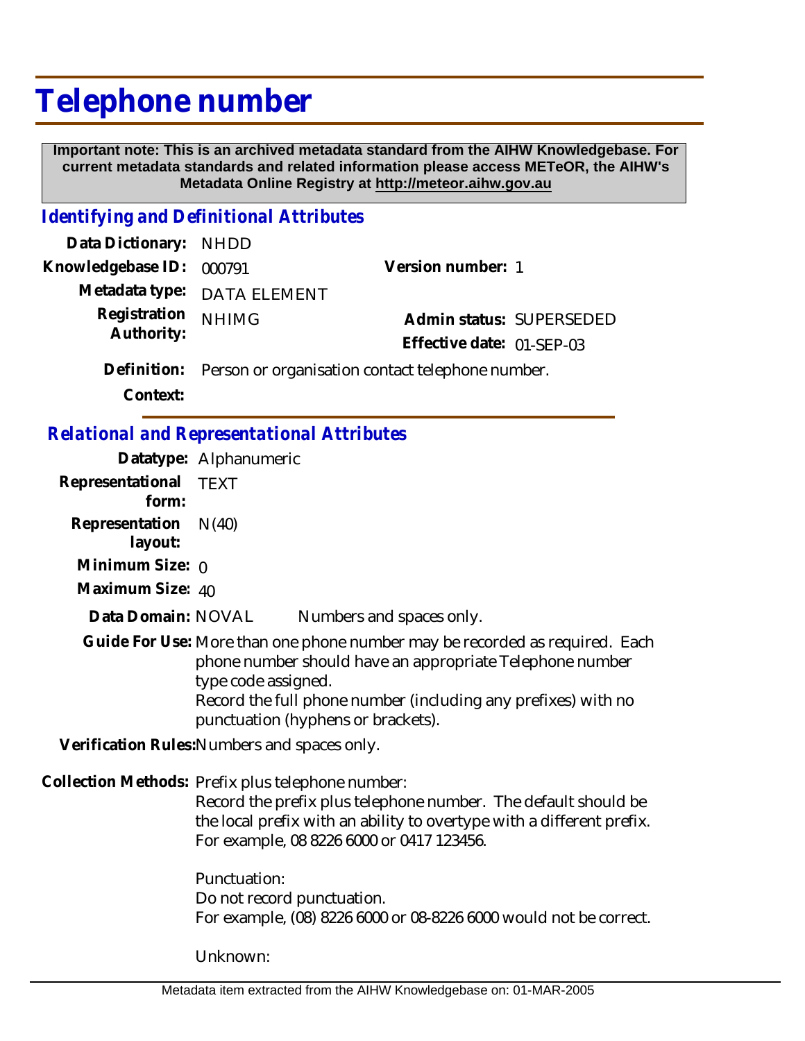# Telephone number

**Important note: This is an archived metadata standard from the AIHW Knowledgebase. For current metadata standards and related information please access METeOR, the AIHW's Metadata Online Registry at http://meteor.aihw.gov.au**

## *Identifying and Definitional Attributes*

**Data Dictionary:** NHDD

**Knowledgebase ID:** 000791

**Version number:** 1

**Metadata type:** DATA ELEMENT

**Registration Authority:** NHIMG

**Admin status:** SUPERSEDED

**Effective date:** 01-SEP-03

**Definition:** Person or organisation contact telephone number.

**Context:**

## *Relational and Representational Attributes*

**Datatype:** Alphanumeric

**Representational form:** TEXT

**Representation layout:** N(40)

**Minimum Size:** 0

**Maximum Size:** 40

**Data Domain:** NOVAL Numbers and spaces only.

**Guide For Use:** More than one phone number may be recorded as required. Each phone number should have an appropriate Telephone number type code assigned.
Record the full phone number (including any prefixes) with no punctuation (hyphens or brackets).

**Verification Rules:** Numbers and spaces only.

**Collection Methods:** Prefix plus telephone number:
Record the prefix plus telephone number. The default should be the local prefix with an ability to overtype with a different prefix. For example, 08 8226 6000 or 0417 123456.

Punctuation:
Do not record punctuation.
For example, (08) 8226 6000 or 08-8226 6000 would not be correct.

Unknown: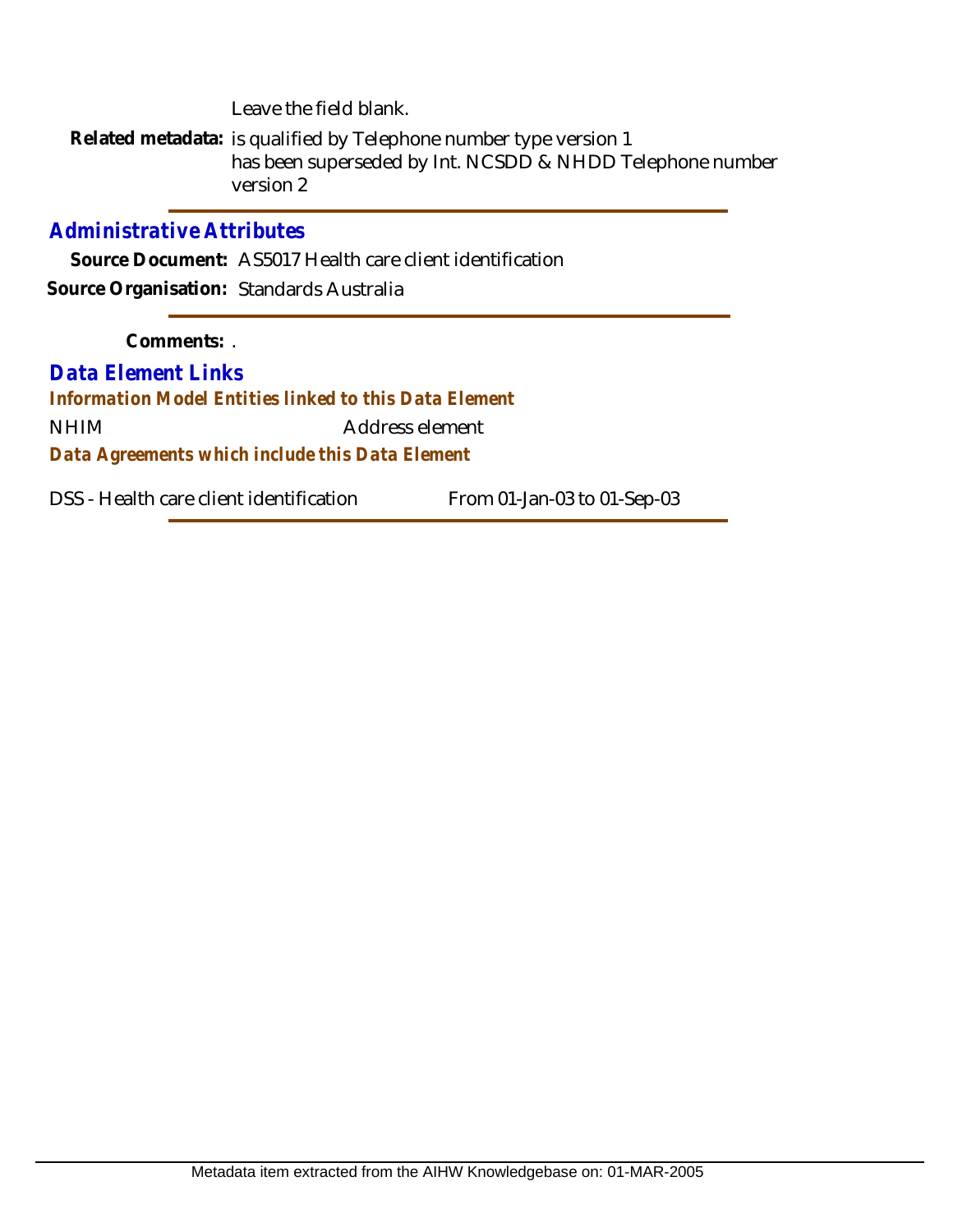Leave the field blank.

**Related metadata:** is qualified by Telephone number type version 1
has been superseded by Int. NCSDD & NHDD Telephone number version 2

## Administrative Attributes

**Source Document:** AS5017 Health care client identification

**Source Organisation:** Standards Australia

**Comments:** .

## Data Element Links

***Information Model Entities linked to this Data Element***

| | |
|---|---|
| NHIM | Address element |

***Data Agreements which include this Data Element***

| | |
|---|---|
| DSS - Health care client identification | From 01-Jan-03 to 01-Sep-03 |